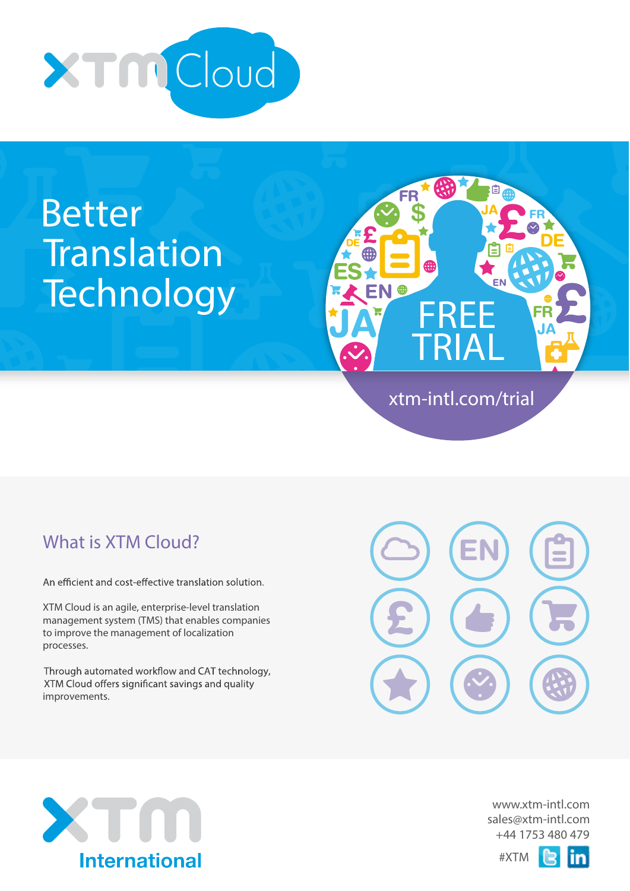# XTM Cloud

# Better Translation Technology

FREE TRIAL

xtm-intl.com/trial

## What is XTM Cloud?

An efficient and cost-effective translation solution.

XTM Cloud is an agile, enterprise-level translation management system (TMS) that enables companies to improve the management of localization processes.

Through automated workflow and CAT technology, XTM Cloud offers significant savings and quality improvements.

XTM International

www.xtm-intl.com
sales@xtm-intl.com
+44 1753 480 479
#XTM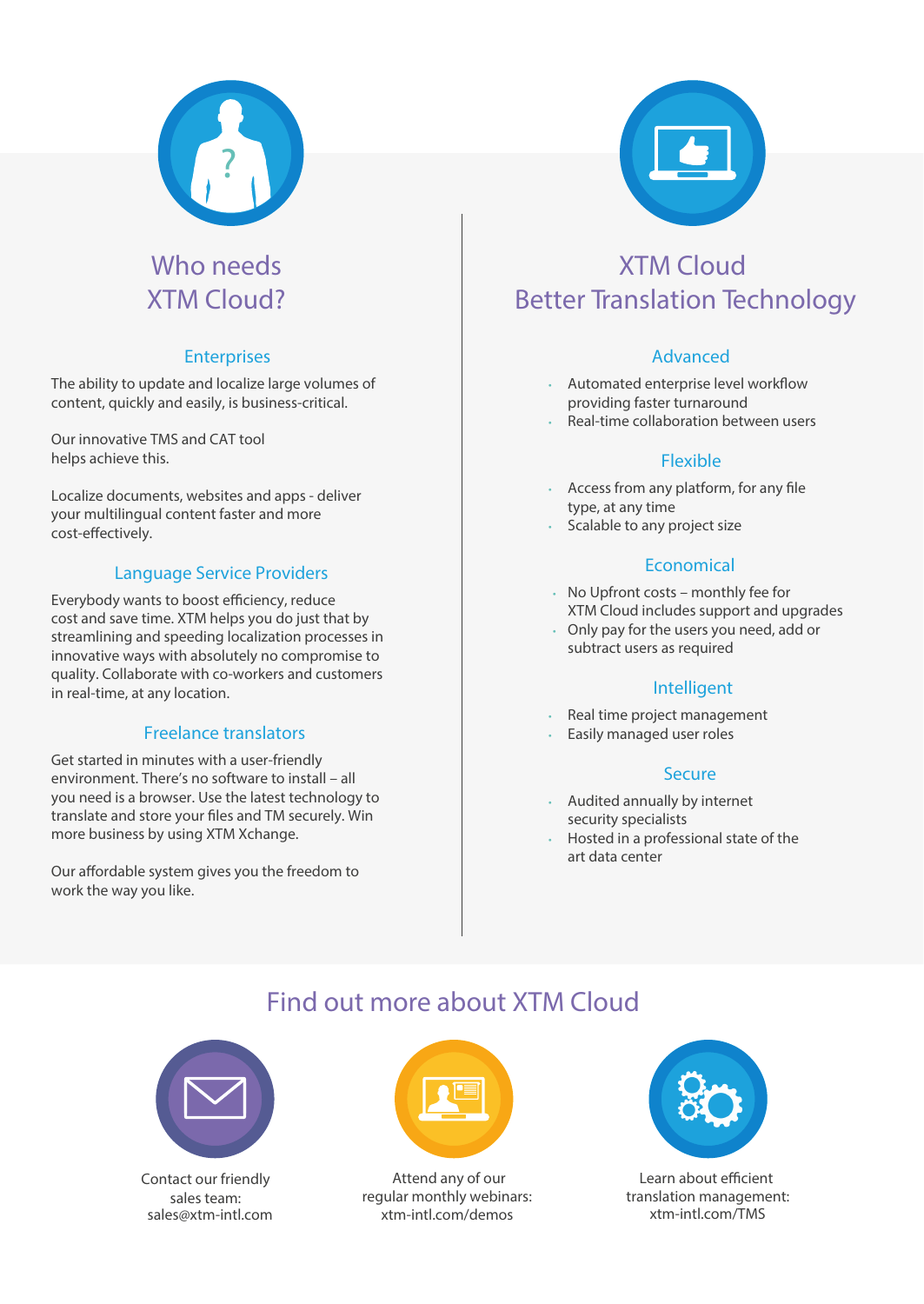## Who needs XTM Cloud?

### Enterprises

The ability to update and localize large volumes of content, quickly and easily, is business-critical.

Our innovative TMS and CAT tool helps achieve this.

Localize documents, websites and apps - deliver your multilingual content faster and more cost-effectively.

### Language Service Providers

Everybody wants to boost efficiency, reduce cost and save time. XTM helps you do just that by streamlining and speeding localization processes in innovative ways with absolutely no compromise to quality. Collaborate with co-workers and customers in real-time, at any location.

### Freelance translators

Get started in minutes with a user-friendly environment. There's no software to install – all you need is a browser. Use the latest technology to translate and store your files and TM securely. Win more business by using XTM Xchange.

Our affordable system gives you the freedom to work the way you like.

## XTM Cloud Better Translation Technology

### Advanced

- Automated enterprise level workflow providing faster turnaround
- Real-time collaboration between users

### Flexible

- Access from any platform, for any file type, at any time
- Scalable to any project size

### Economical

- No Upfront costs – monthly fee for XTM Cloud includes support and upgrades
- Only pay for the users you need, add or subtract users as required

### Intelligent

- Real time project management
- Easily managed user roles

### Secure

- Audited annually by internet security specialists
- Hosted in a professional state of the art data center

## Find out more about XTM Cloud

Contact our friendly sales team: sales@xtm-intl.com

Attend any of our regular monthly webinars: xtm-intl.com/demos

Learn about efficient translation management: xtm-intl.com/TMS